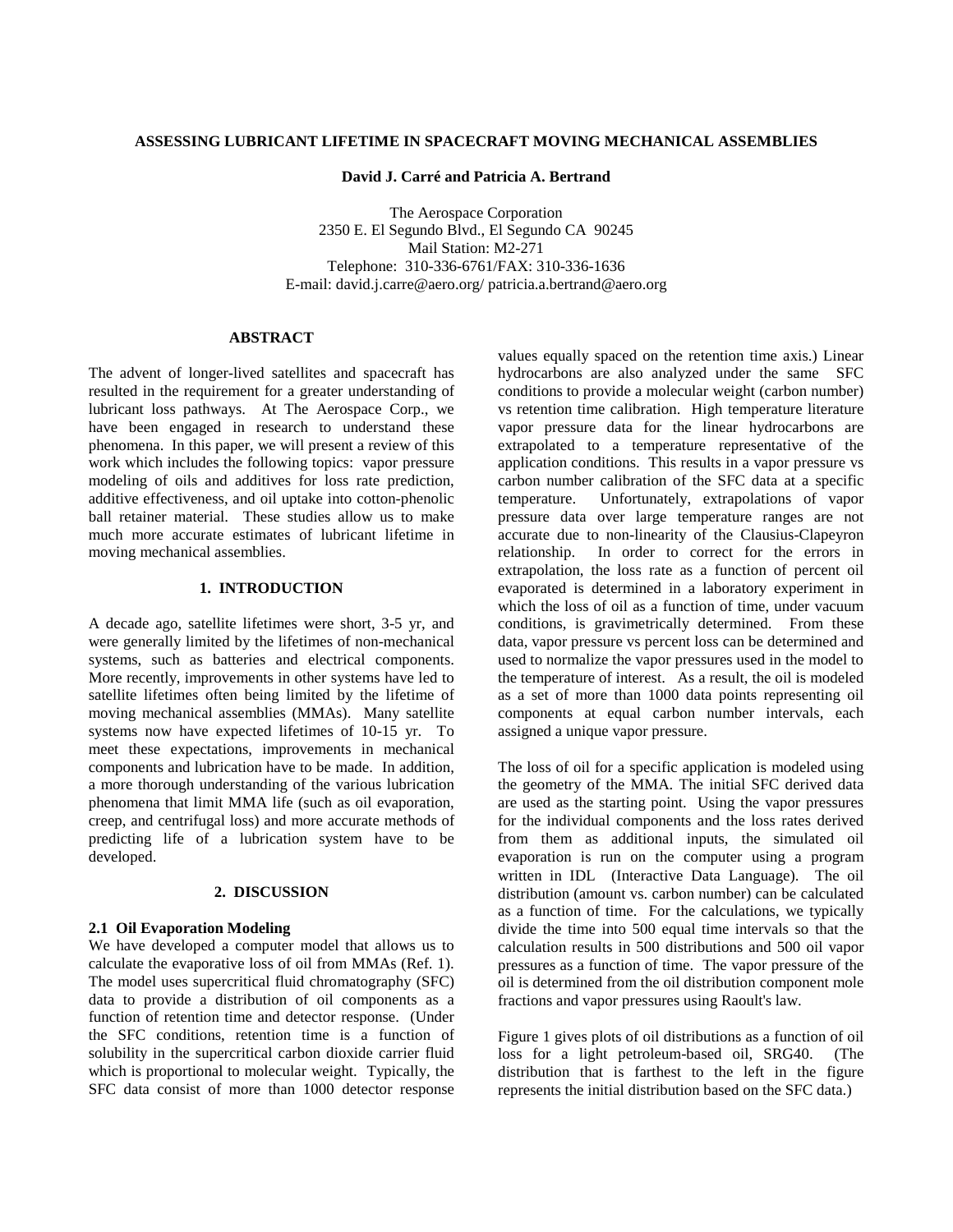# ASSESSING LUBRICANT LIFETIME IN SPACECRAFT MOVING MECHANICAL ASSEMBLIES

**David J. Carré and Patricia A. Bertrand**

The Aerospace Corporation
2350 E. El Segundo Blvd., El Segundo CA 90245
Mail Station: M2-271
Telephone: 310-336-6761/FAX: 310-336-1636
E-mail: david.j.carre@aero.org/ patricia.a.bertrand@aero.org

## ABSTRACT

The advent of longer-lived satellites and spacecraft has resulted in the requirement for a greater understanding of lubricant loss pathways. At The Aerospace Corp., we have been engaged in research to understand these phenomena. In this paper, we will present a review of this work which includes the following topics: vapor pressure modeling of oils and additives for loss rate prediction, additive effectiveness, and oil uptake into cotton-phenolic ball retainer material. These studies allow us to make much more accurate estimates of lubricant lifetime in moving mechanical assemblies.

## 1. INTRODUCTION

A decade ago, satellite lifetimes were short, 3-5 yr, and were generally limited by the lifetimes of non-mechanical systems, such as batteries and electrical components. More recently, improvements in other systems have led to satellite lifetimes often being limited by the lifetime of moving mechanical assemblies (MMAs). Many satellite systems now have expected lifetimes of 10-15 yr. To meet these expectations, improvements in mechanical components and lubrication have to be made. In addition, a more thorough understanding of the various lubrication phenomena that limit MMA life (such as oil evaporation, creep, and centrifugal loss) and more accurate methods of predicting life of a lubrication system have to be developed.

## 2. DISCUSSION

### 2.1 Oil Evaporation Modeling

We have developed a computer model that allows us to calculate the evaporative loss of oil from MMAs (Ref. 1). The model uses supercritical fluid chromatography (SFC) data to provide a distribution of oil components as a function of retention time and detector response. (Under the SFC conditions, retention time is a function of solubility in the supercritical carbon dioxide carrier fluid which is proportional to molecular weight. Typically, the SFC data consist of more than 1000 detector response values equally spaced on the retention time axis.) Linear hydrocarbons are also analyzed under the same SFC conditions to provide a molecular weight (carbon number) vs retention time calibration. High temperature literature vapor pressure data for the linear hydrocarbons are extrapolated to a temperature representative of the application conditions. This results in a vapor pressure vs carbon number calibration of the SFC data at a specific temperature. Unfortunately, extrapolations of vapor pressure data over large temperature ranges are not accurate due to non-linearity of the Clausius-Clapeyron relationship. In order to correct for the errors in extrapolation, the loss rate as a function of percent oil evaporated is determined in a laboratory experiment in which the loss of oil as a function of time, under vacuum conditions, is gravimetrically determined. From these data, vapor pressure vs percent loss can be determined and used to normalize the vapor pressures used in the model to the temperature of interest. As a result, the oil is modeled as a set of more than 1000 data points representing oil components at equal carbon number intervals, each assigned a unique vapor pressure.

The loss of oil for a specific application is modeled using the geometry of the MMA. The initial SFC derived data are used as the starting point. Using the vapor pressures for the individual components and the loss rates derived from them as additional inputs, the simulated oil evaporation is run on the computer using a program written in IDL (Interactive Data Language). The oil distribution (amount vs. carbon number) can be calculated as a function of time. For the calculations, we typically divide the time into 500 equal time intervals so that the calculation results in 500 distributions and 500 oil vapor pressures as a function of time. The vapor pressure of the oil is determined from the oil distribution component mole fractions and vapor pressures using Raoult's law.

Figure 1 gives plots of oil distributions as a function of oil loss for a light petroleum-based oil, SRG40. (The distribution that is farthest to the left in the figure represents the initial distribution based on the SFC data.)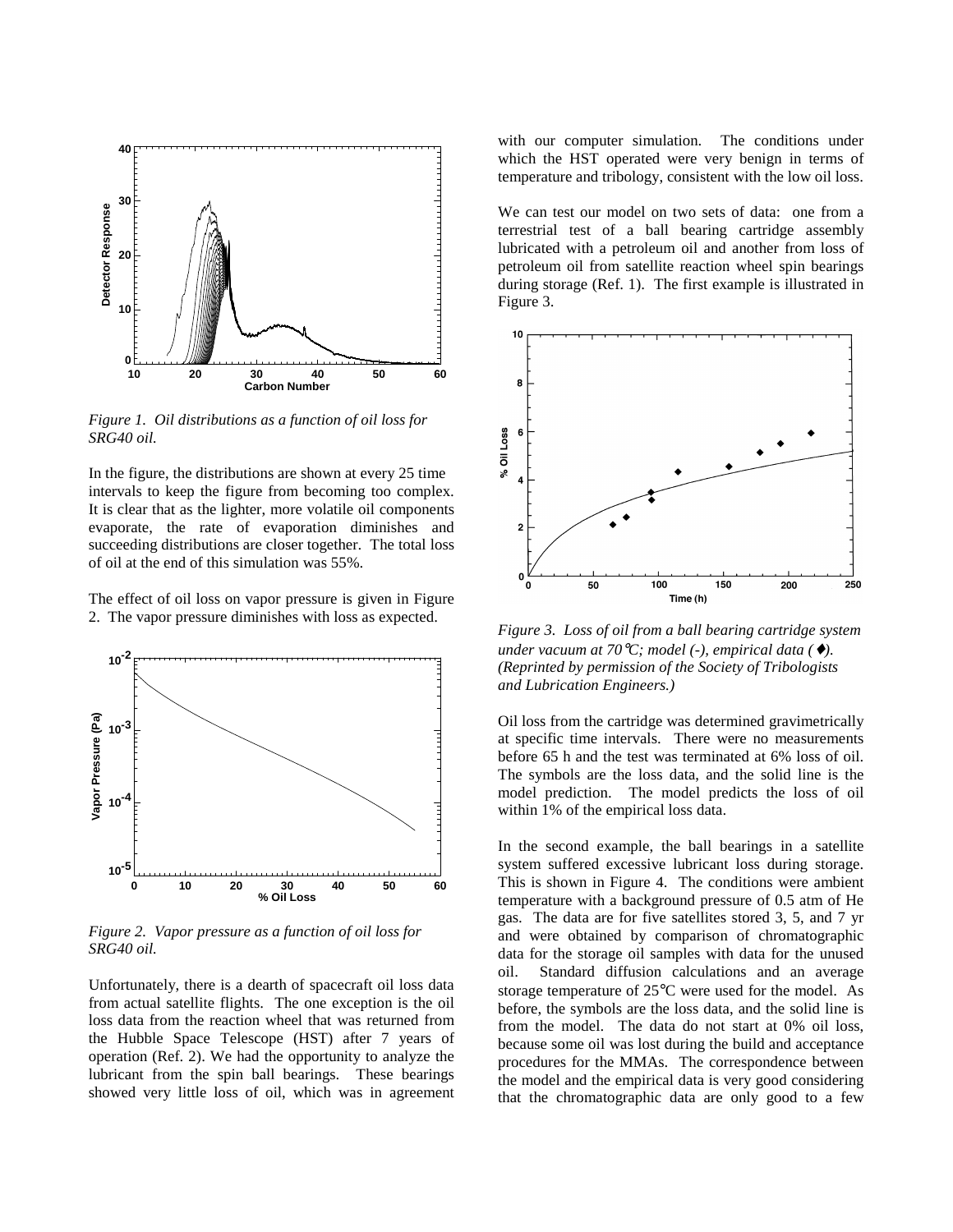*Figure 1. Oil distributions as a function of oil loss for SRG40 oil.*

In the figure, the distributions are shown at every 25 time intervals to keep the figure from becoming too complex. It is clear that as the lighter, more volatile oil components evaporate, the rate of evaporation diminishes and succeeding distributions are closer together. The total loss of oil at the end of this simulation was 55%.

The effect of oil loss on vapor pressure is given in Figure 2. The vapor pressure diminishes with loss as expected.

*Figure 2. Vapor pressure as a function of oil loss for SRG40 oil.*

Unfortunately, there is a dearth of spacecraft oil loss data from actual satellite flights. The one exception is the oil loss data from the reaction wheel that was returned from the Hubble Space Telescope (HST) after 7 years of operation (Ref. 2). We had the opportunity to analyze the lubricant from the spin ball bearings. These bearings showed very little loss of oil, which was in agreement with our computer simulation. The conditions under which the HST operated were very benign in terms of temperature and tribology, consistent with the low oil loss.

We can test our model on two sets of data: one from a terrestrial test of a ball bearing cartridge assembly lubricated with a petroleum oil and another from loss of petroleum oil from satellite reaction wheel spin bearings during storage (Ref. 1). The first example is illustrated in Figure 3.

*Figure 3. Loss of oil from a ball bearing cartridge system under vacuum at 70°C; model (-), empirical data (♦). (Reprinted by permission of the Society of Tribologists and Lubrication Engineers.)*

Oil loss from the cartridge was determined gravimetrically at specific time intervals. There were no measurements before 65 h and the test was terminated at 6% loss of oil. The symbols are the loss data, and the solid line is the model prediction. The model predicts the loss of oil within 1% of the empirical loss data.

In the second example, the ball bearings in a satellite system suffered excessive lubricant loss during storage. This is shown in Figure 4. The conditions were ambient temperature with a background pressure of 0.5 atm of He gas. The data are for five satellites stored 3, 5, and 7 yr and were obtained by comparison of chromatographic data for the storage oil samples with data for the unused oil. Standard diffusion calculations and an average storage temperature of 25°C were used for the model. As before, the symbols are the loss data, and the solid line is from the model. The data do not start at 0% oil loss, because some oil was lost during the build and acceptance procedures for the MMAs. The correspondence between the model and the empirical data is very good considering that the chromatographic data are only good to a few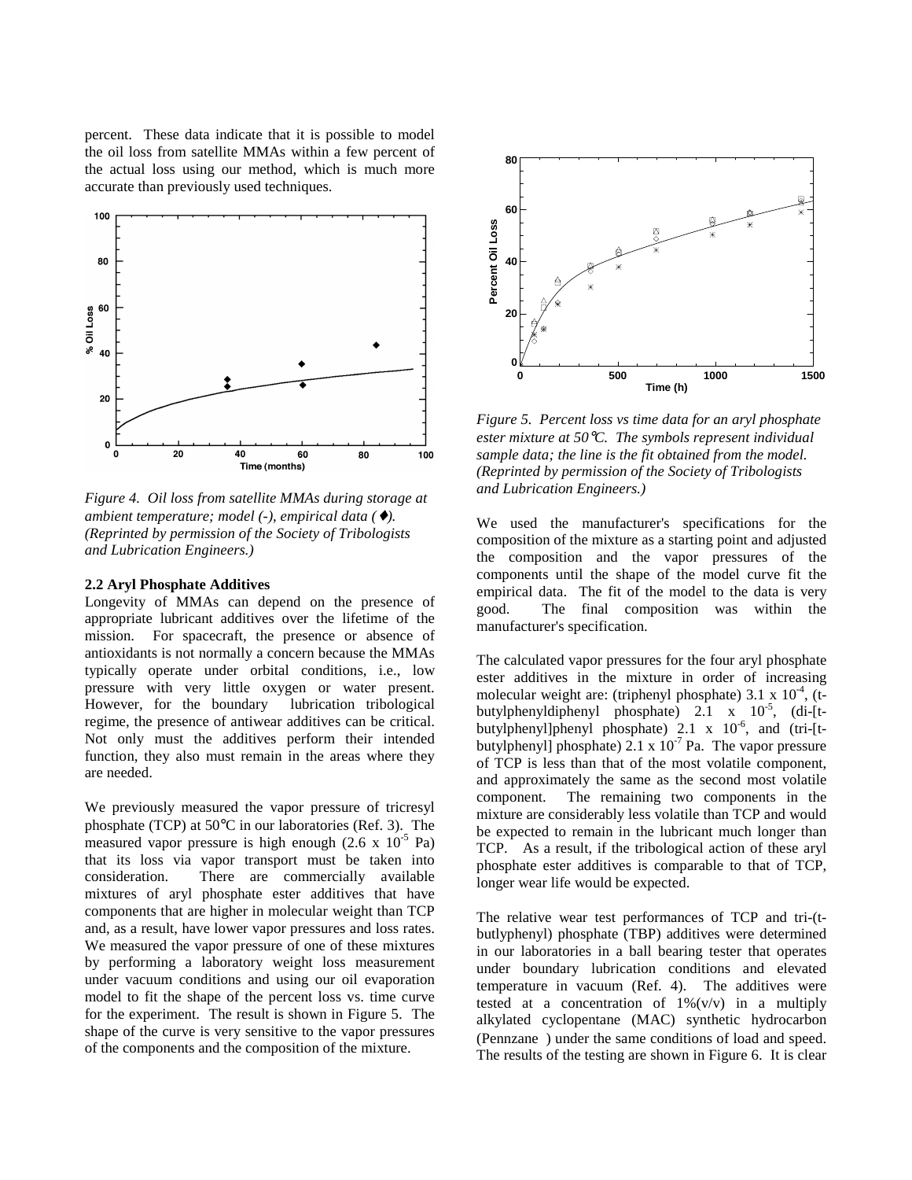percent. These data indicate that it is possible to model the oil loss from satellite MMAs within a few percent of the actual loss using our method, which is much more accurate than previously used techniques.

*Figure 4. Oil loss from satellite MMAs during storage at ambient temperature; model (-), empirical data (♦). (Reprinted by permission of the Society of Tribologists and Lubrication Engineers.)*

### 2.2 Aryl Phosphate Additives

Longevity of MMAs can depend on the presence of appropriate lubricant additives over the lifetime of the mission. For spacecraft, the presence or absence of antioxidants is not normally a concern because the MMAs typically operate under orbital conditions, i.e., low pressure with very little oxygen or water present. However, for the boundary lubrication tribological regime, the presence of antiwear additives can be critical. Not only must the additives perform their intended function, they also must remain in the areas where they are needed.

We previously measured the vapor pressure of tricresyl phosphate (TCP) at 50°C in our laboratories (Ref. 3). The measured vapor pressure is high enough ($2.6 \times 10^{-5}$ Pa) that its loss via vapor transport must be taken into consideration. There are commercially available mixtures of aryl phosphate ester additives that have components that are higher in molecular weight than TCP and, as a result, have lower vapor pressures and loss rates. We measured the vapor pressure of one of these mixtures by performing a laboratory weight loss measurement under vacuum conditions and using our oil evaporation model to fit the shape of the percent loss vs. time curve for the experiment. The result is shown in Figure 5. The shape of the curve is very sensitive to the vapor pressures of the components and the composition of the mixture.

*Figure 5. Percent loss vs time data for an aryl phosphate ester mixture at 50°C. The symbols represent individual sample data; the line is the fit obtained from the model. (Reprinted by permission of the Society of Tribologists and Lubrication Engineers.)*

We used the manufacturer's specifications for the composition of the mixture as a starting point and adjusted the composition and the vapor pressures of the components until the shape of the model curve fit the empirical data. The fit of the model to the data is very good. The final composition was within the manufacturer's specification.

The calculated vapor pressures for the four aryl phosphate ester additives in the mixture in order of increasing molecular weight are: (triphenyl phosphate) $3.1 \times 10^{-4}$, (t-butylphenyldiphenyl phosphate) $2.1 \times 10^{-5}$, (di-[t-butylphenyl]phenyl phosphate) $2.1 \times 10^{-6}$, and (tri-[t-butylphenyl] phosphate) $2.1 \times 10^{-7}$ Pa. The vapor pressure of TCP is less than that of the most volatile component, and approximately the same as the second most volatile component. The remaining two components in the mixture are considerably less volatile than TCP and would be expected to remain in the lubricant much longer than TCP. As a result, if the tribological action of these aryl phosphate ester additives is comparable to that of TCP, longer wear life would be expected.

The relative wear test performances of TCP and tri-(t-butlyphenyl) phosphate (TBP) additives were determined in our laboratories in a ball bearing tester that operates under boundary lubrication conditions and elevated temperature in vacuum (Ref. 4). The additives were tested at a concentration of 1%(v/v) in a multiply alkylated cyclopentane (MAC) synthetic hydrocarbon (Pennzane ) under the same conditions of load and speed. The results of the testing are shown in Figure 6. It is clear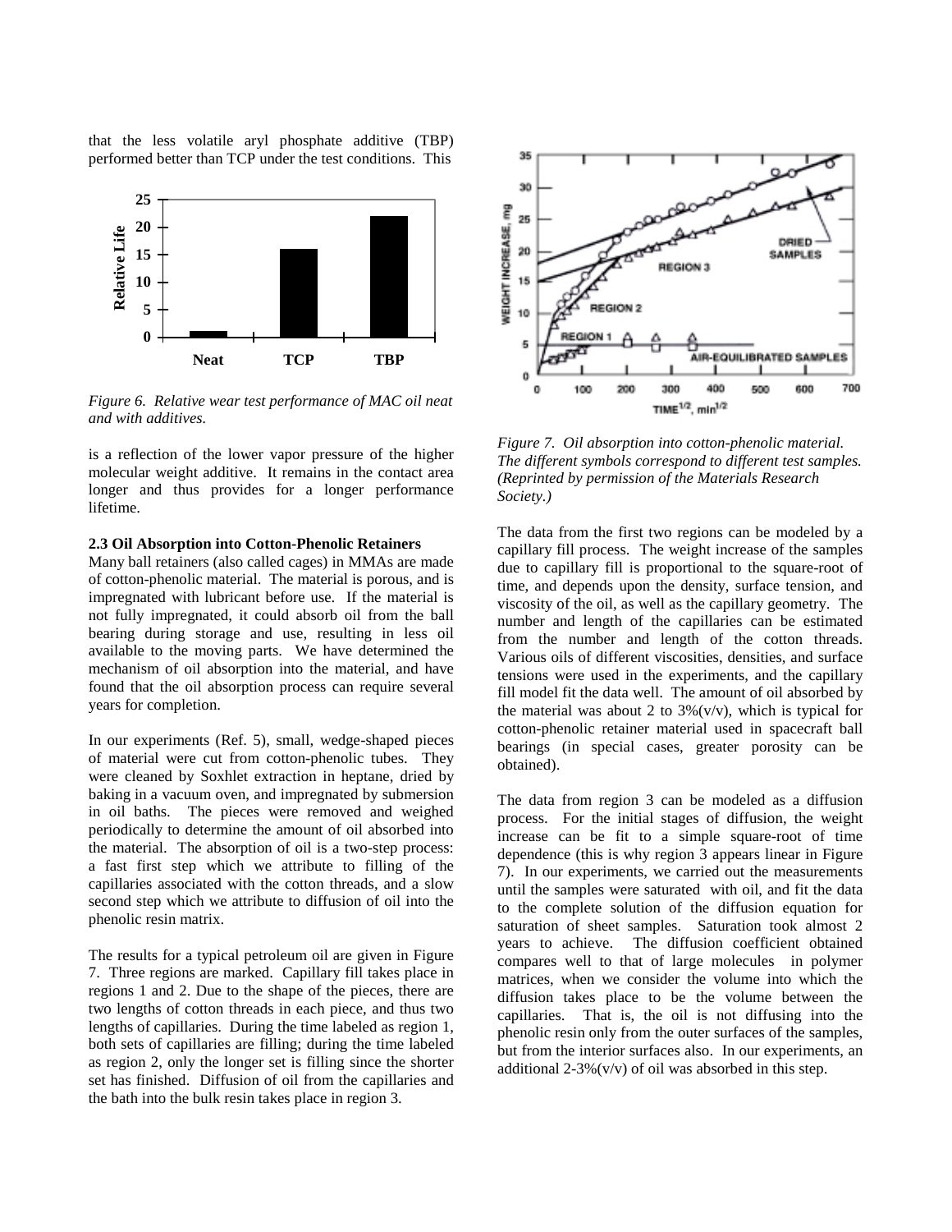that the less volatile aryl phosphate additive (TBP) performed better than TCP under the test conditions. This is a reflection of the lower vapor pressure of the higher molecular weight additive. It remains in the contact area longer and thus provides for a longer performance lifetime.

*Figure 6. Relative wear test performance of MAC oil neat and with additives.*

### 2.3 Oil Absorption into Cotton-Phenolic Retainers

Many ball retainers (also called cages) in MMAs are made of cotton-phenolic material. The material is porous, and is impregnated with lubricant before use. If the material is not fully impregnated, it could absorb oil from the ball bearing during storage and use, resulting in less oil available to the moving parts. We have determined the mechanism of oil absorption into the material, and have found that the oil absorption process can require several years for completion.

In our experiments (Ref. 5), small, wedge-shaped pieces of material were cut from cotton-phenolic tubes. They were cleaned by Soxhlet extraction in heptane, dried by baking in a vacuum oven, and impregnated by submersion in oil baths. The pieces were removed and weighed periodically to determine the amount of oil absorbed into the material. The absorption of oil is a two-step process: a fast first step which we attribute to filling of the capillaries associated with the cotton threads, and a slow second step which we attribute to diffusion of oil into the phenolic resin matrix.

The results for a typical petroleum oil are given in Figure 7. Three regions are marked. Capillary fill takes place in regions 1 and 2. Due to the shape of the pieces, there are two lengths of cotton threads in each piece, and thus two lengths of capillaries. During the time labeled as region 1, both sets of capillaries are filling; during the time labeled as region 2, only the longer set is filling since the shorter set has finished. Diffusion of oil from the capillaries and the bath into the bulk resin takes place in region 3.

*Figure 7. Oil absorption into cotton-phenolic material. The different symbols correspond to different test samples. (Reprinted by permission of the Materials Research Society.)*

The data from the first two regions can be modeled by a capillary fill process. The weight increase of the samples due to capillary fill is proportional to the square-root of time, and depends upon the density, surface tension, and viscosity of the oil, as well as the capillary geometry. The number and length of the capillaries can be estimated from the number and length of the cotton threads. Various oils of different viscosities, densities, and surface tensions were used in the experiments, and the capillary fill model fit the data well. The amount of oil absorbed by the material was about 2 to 3%(v/v), which is typical for cotton-phenolic retainer material used in spacecraft ball bearings (in special cases, greater porosity can be obtained).

The data from region 3 can be modeled as a diffusion process. For the initial stages of diffusion, the weight increase can be fit to a simple square-root of time dependence (this is why region 3 appears linear in Figure 7). In our experiments, we carried out the measurements until the samples were saturated with oil, and fit the data to the complete solution of the diffusion equation for saturation of sheet samples. Saturation took almost 2 years to achieve. The diffusion coefficient obtained compares well to that of large molecules in polymer matrices, when we consider the volume into which the diffusion takes place to be the volume between the capillaries. That is, the oil is not diffusing into the phenolic resin only from the outer surfaces of the samples, but from the interior surfaces also. In our experiments, an additional 2-3%(v/v) of oil was absorbed in this step.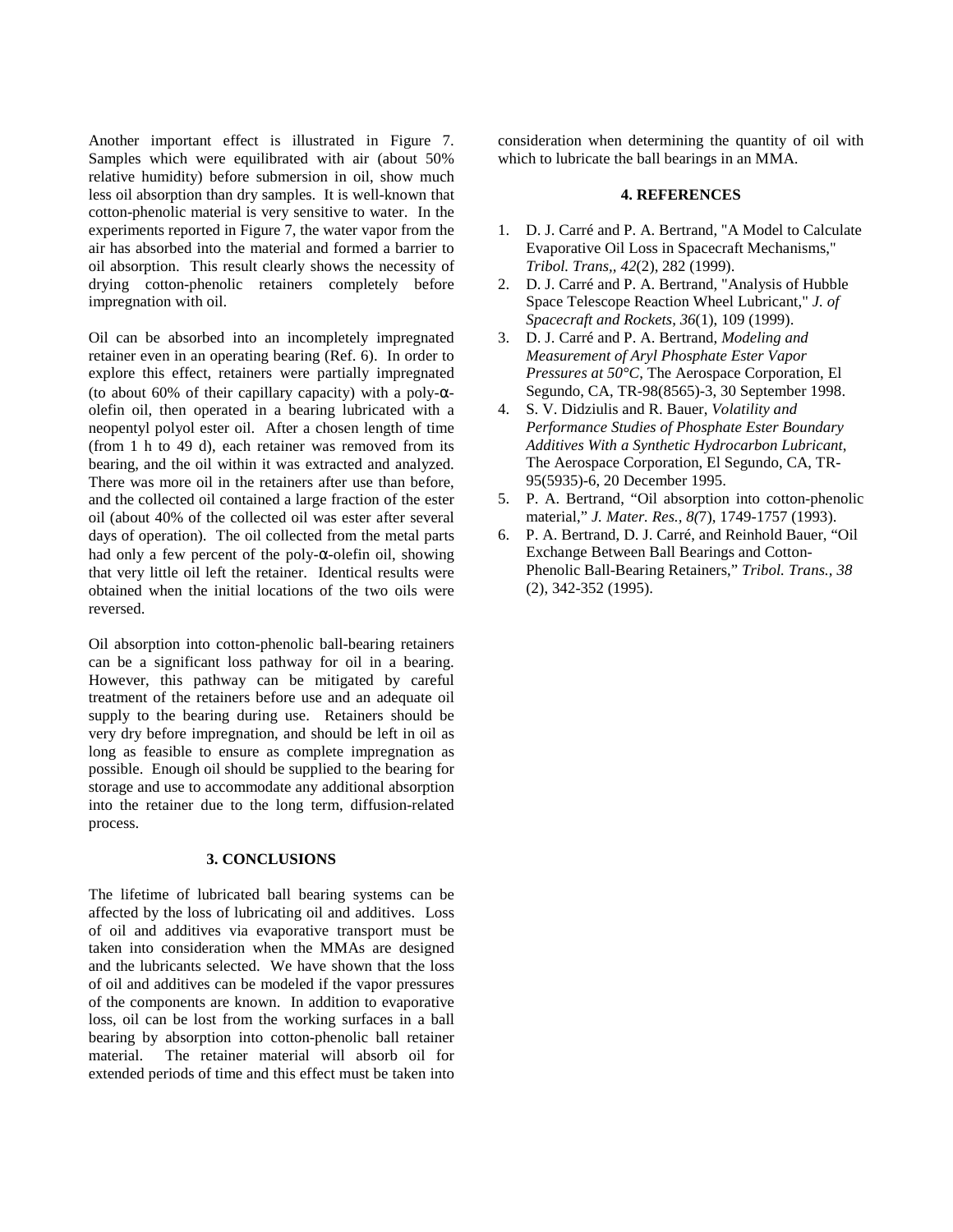Another important effect is illustrated in Figure 7. Samples which were equilibrated with air (about 50% relative humidity) before submersion in oil, show much less oil absorption than dry samples. It is well-known that cotton-phenolic material is very sensitive to water. In the experiments reported in Figure 7, the water vapor from the air has absorbed into the material and formed a barrier to oil absorption. This result clearly shows the necessity of drying cotton-phenolic retainers completely before impregnation with oil.

Oil can be absorbed into an incompletely impregnated retainer even in an operating bearing (Ref. 6). In order to explore this effect, retainers were partially impregnated (to about 60% of their capillary capacity) with a poly-α-olefin oil, then operated in a bearing lubricated with a neopentyl polyol ester oil. After a chosen length of time (from 1 h to 49 d), each retainer was removed from its bearing, and the oil within it was extracted and analyzed. There was more oil in the retainers after use than before, and the collected oil contained a large fraction of the ester oil (about 40% of the collected oil was ester after several days of operation). The oil collected from the metal parts had only a few percent of the poly-α-olefin oil, showing that very little oil left the retainer. Identical results were obtained when the initial locations of the two oils were reversed.

Oil absorption into cotton-phenolic ball-bearing retainers can be a significant loss pathway for oil in a bearing. However, this pathway can be mitigated by careful treatment of the retainers before use and an adequate oil supply to the bearing during use. Retainers should be very dry before impregnation, and should be left in oil as long as feasible to ensure as complete impregnation as possible. Enough oil should be supplied to the bearing for storage and use to accommodate any additional absorption into the retainer due to the long term, diffusion-related process.

## 3. CONCLUSIONS

The lifetime of lubricated ball bearing systems can be affected by the loss of lubricating oil and additives. Loss of oil and additives via evaporative transport must be taken into consideration when the MMAs are designed and the lubricants selected. We have shown that the loss of oil and additives can be modeled if the vapor pressures of the components are known. In addition to evaporative loss, oil can be lost from the working surfaces in a ball bearing by absorption into cotton-phenolic ball retainer material. The retainer material will absorb oil for extended periods of time and this effect must be taken into consideration when determining the quantity of oil with which to lubricate the ball bearings in an MMA.

## 4. REFERENCES

1. D. J. Carré and P. A. Bertrand, "A Model to Calculate Evaporative Oil Loss in Spacecraft Mechanisms," *Tribol. Trans,, 42*(2), 282 (1999).
2. D. J. Carré and P. A. Bertrand, "Analysis of Hubble Space Telescope Reaction Wheel Lubricant," *J. of Spacecraft and Rockets*, *36*(1), 109 (1999).
3. D. J. Carré and P. A. Bertrand, *Modeling and Measurement of Aryl Phosphate Ester Vapor Pressures at 50°C*, The Aerospace Corporation, El Segundo, CA, TR-98(8565)-3, 30 September 1998.
4. S. V. Didziulis and R. Bauer, *Volatility and Performance Studies of Phosphate Ester Boundary Additives With a Synthetic Hydrocarbon Lubricant*, The Aerospace Corporation, El Segundo, CA, TR-95(5935)-6, 20 December 1995.
5. P. A. Bertrand, "Oil absorption into cotton-phenolic material," *J. Mater. Res., 8(*7), 1749-1757 (1993).
6. P. A. Bertrand, D. J. Carré, and Reinhold Bauer, "Oil Exchange Between Ball Bearings and Cotton-Phenolic Ball-Bearing Retainers," *Tribol. Trans., 38* (2), 342-352 (1995).